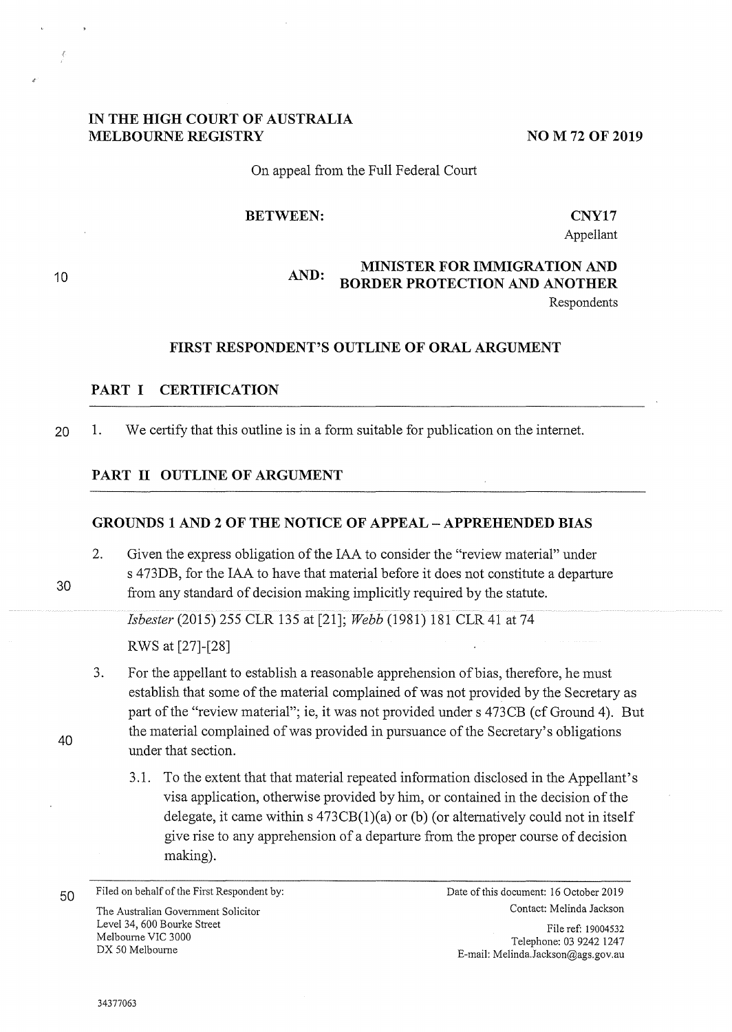**IN THE HIGH COURT OF AUSTRALIA**
**MELBOURNE REGISTRY**

**NO M 72 OF 2019**

On appeal from the Full Federal Court

**BETWEEN:**

**CNY17**
Appellant

**AND:**

**MINISTER FOR IMMIGRATION AND BORDER PROTECTION AND ANOTHER**
Respondents

## FIRST RESPONDENT'S OUTLINE OF ORAL ARGUMENT

### PART I CERTIFICATION

1. We certify that this outline is in a form suitable for publication on the internet.

### PART II OUTLINE OF ARGUMENT

#### GROUNDS 1 AND 2 OF THE NOTICE OF APPEAL – APPREHENDED BIAS

2. Given the express obligation of the IAA to consider the "review material" under s 473DB, for the IAA to have that material before it does not constitute a departure from any standard of decision making implicitly required by the statute.

   *Isbester* (2015) 255 CLR 135 at [21]; *Webb* (1981) 181 CLR 41 at 74

   RWS at [27]-[28]

3. For the appellant to establish a reasonable apprehension of bias, therefore, he must establish that some of the material complained of was not provided by the Secretary as part of the "review material"; ie, it was not provided under s 473CB (cf Ground 4). But the material complained of was provided in pursuance of the Secretary's obligations under that section.

   3.1. To the extent that that material repeated information disclosed in the Appellant's visa application, otherwise provided by him, or contained in the decision of the delegate, it came within s 473CB(1)(a) or (b) (or alternatively could not in itself give rise to any apprehension of a departure from the proper course of decision making).

Filed on behalf of the First Respondent by:
The Australian Government Solicitor
Level 34, 600 Bourke Street
Melbourne VIC 3000
DX 50 Melbourne

Date of this document: 16 October 2019
Contact: Melinda Jackson
File ref: 19004532
Telephone: 03 9242 1247
E-mail: Melinda.Jackson@ags.gov.au

34377063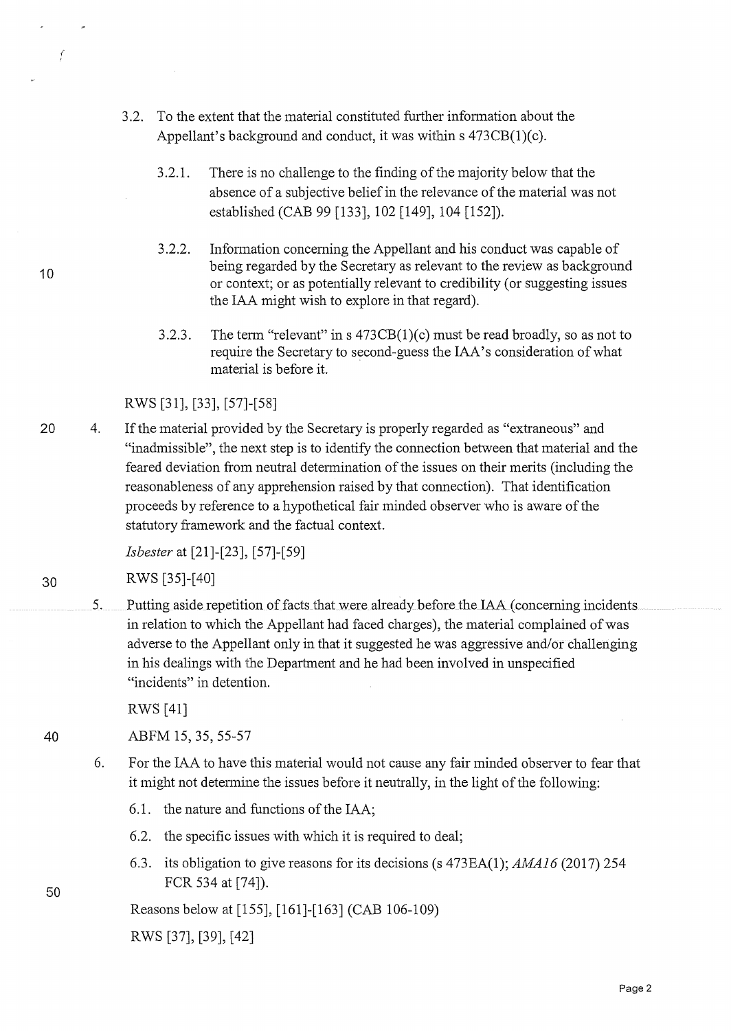3.2. To the extent that the material constituted further information about the Appellant's background and conduct, it was within s 473CB(1)(c).

3.2.1. There is no challenge to the finding of the majority below that the absence of a subjective belief in the relevance of the material was not established (CAB 99 [133], 102 [149], 104 [152]).

3.2.2. Information concerning the Appellant and his conduct was capable of being regarded by the Secretary as relevant to the review as background or context; or as potentially relevant to credibility (or suggesting issues the IAA might wish to explore in that regard).

3.2.3. The term "relevant" in s 473CB(1)(c) must be read broadly, so as not to require the Secretary to second-guess the IAA's consideration of what material is before it.

RWS [31], [33], [57]-[58]

4. If the material provided by the Secretary is properly regarded as "extraneous" and "inadmissible", the next step is to identify the connection between that material and the feared deviation from neutral determination of the issues on their merits (including the reasonableness of any apprehension raised by that connection). That identification proceeds by reference to a hypothetical fair minded observer who is aware of the statutory framework and the factual context.

*Isbester* at [21]-[23], [57]-[59]

RWS [35]-[40]

5. Putting aside repetition of facts that were already before the IAA (concerning incidents in relation to which the Appellant had faced charges), the material complained of was adverse to the Appellant only in that it suggested he was aggressive and/or challenging in his dealings with the Department and he had been involved in unspecified "incidents" in detention.

RWS [41]

ABFM 15, 35, 55-57

6. For the IAA to have this material would not cause any fair minded observer to fear that it might not determine the issues before it neutrally, in the light of the following:

6.1. the nature and functions of the IAA;

6.2. the specific issues with which it is required to deal;

6.3. its obligation to give reasons for its decisions (s 473EA(1); *AMA16* (2017) 254 FCR 534 at [74]).

Reasons below at [155], [161]-[163] (CAB 106-109)

RWS [37], [39], [42]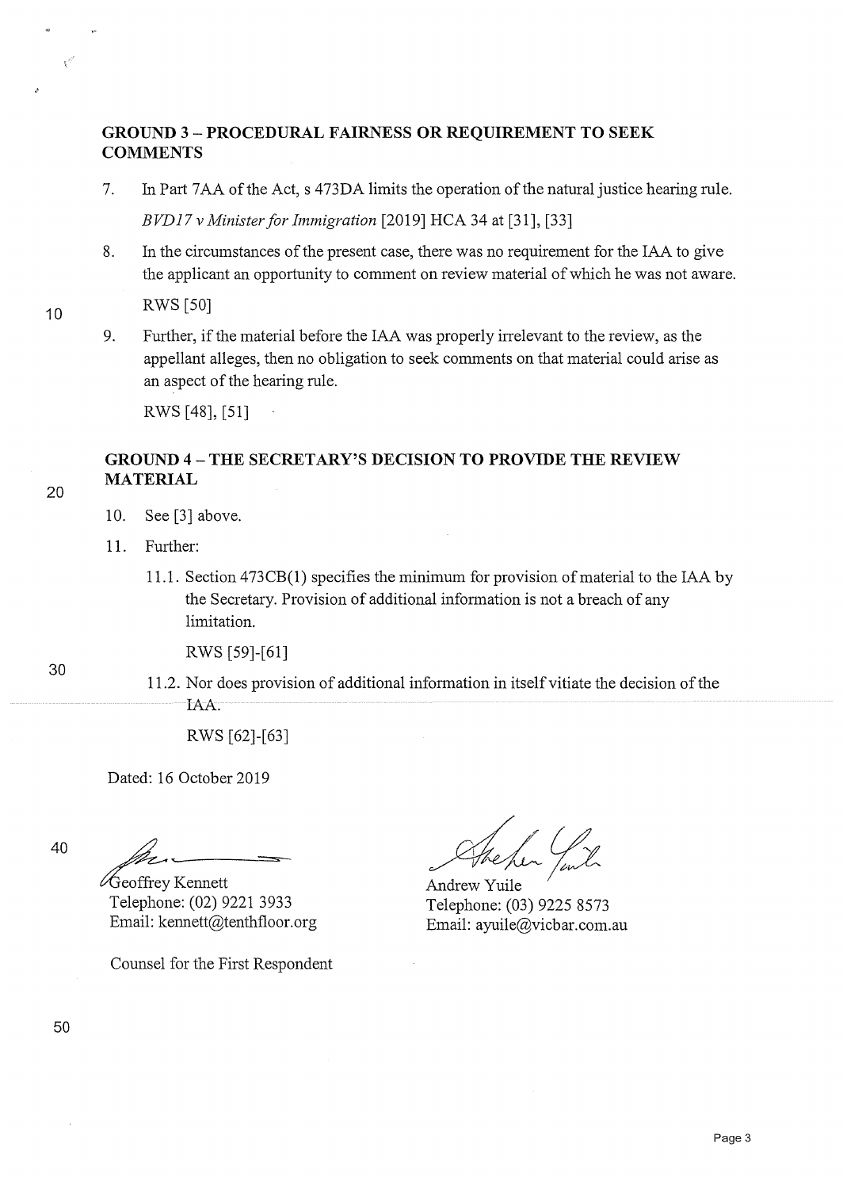## GROUND 3 – PROCEDURAL FAIRNESS OR REQUIREMENT TO SEEK COMMENTS

7. In Part 7AA of the Act, s 473DA limits the operation of the natural justice hearing rule.

   *BVD17 v Minister for Immigration* [2019] HCA 34 at [31], [33]

8. In the circumstances of the present case, there was no requirement for the IAA to give the applicant an opportunity to comment on review material of which he was not aware.

   RWS [50]

9. Further, if the material before the IAA was properly irrelevant to the review, as the appellant alleges, then no obligation to seek comments on that material could arise as an aspect of the hearing rule.

   RWS [48], [51]

## GROUND 4 – THE SECRETARY'S DECISION TO PROVIDE THE REVIEW MATERIAL

10. See [3] above.

11. Further:

    11.1. Section 473CB(1) specifies the minimum for provision of material to the IAA by the Secretary. Provision of additional information is not a breach of any limitation.

    RWS [59]-[61]

    11.2. Nor does provision of additional information in itself vitiate the decision of the IAA.

    RWS [62]-[63]

Dated: 16 October 2019

Geoffrey Kennett
Telephone: (02) 9221 3933
Email: kennett@tenthfloor.org

Andrew Yuile
Telephone: (03) 9225 8573
Email: ayuile@vicbar.com.au

Counsel for the First Respondent